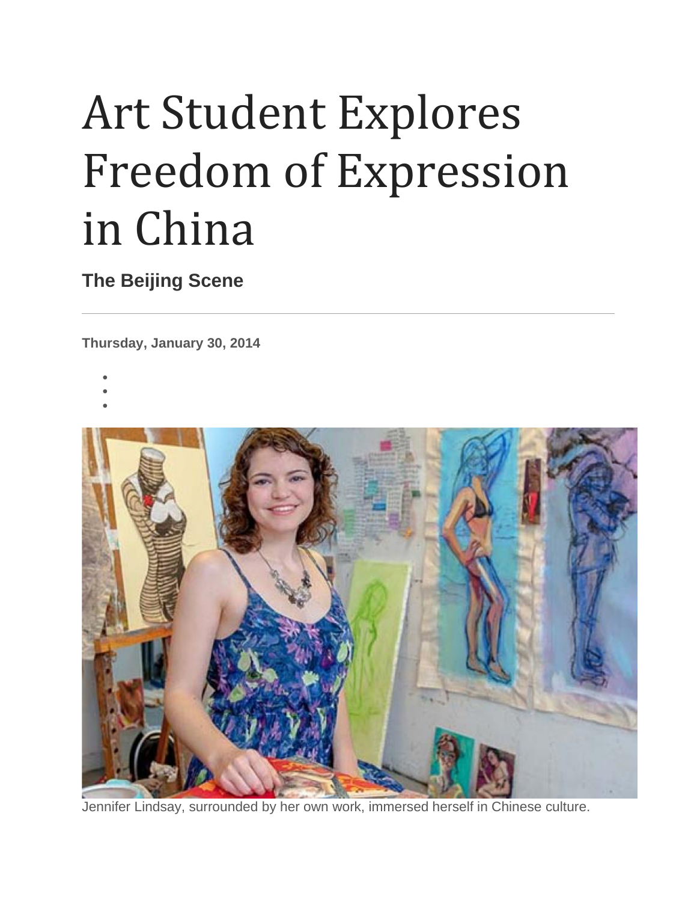# Art Student Explores Freedom of Expression in China

**The Beijing Scene**

---

**Thursday, January 30, 2014**

Jennifer Lindsay, surrounded by her own work, immersed herself in Chinese culture.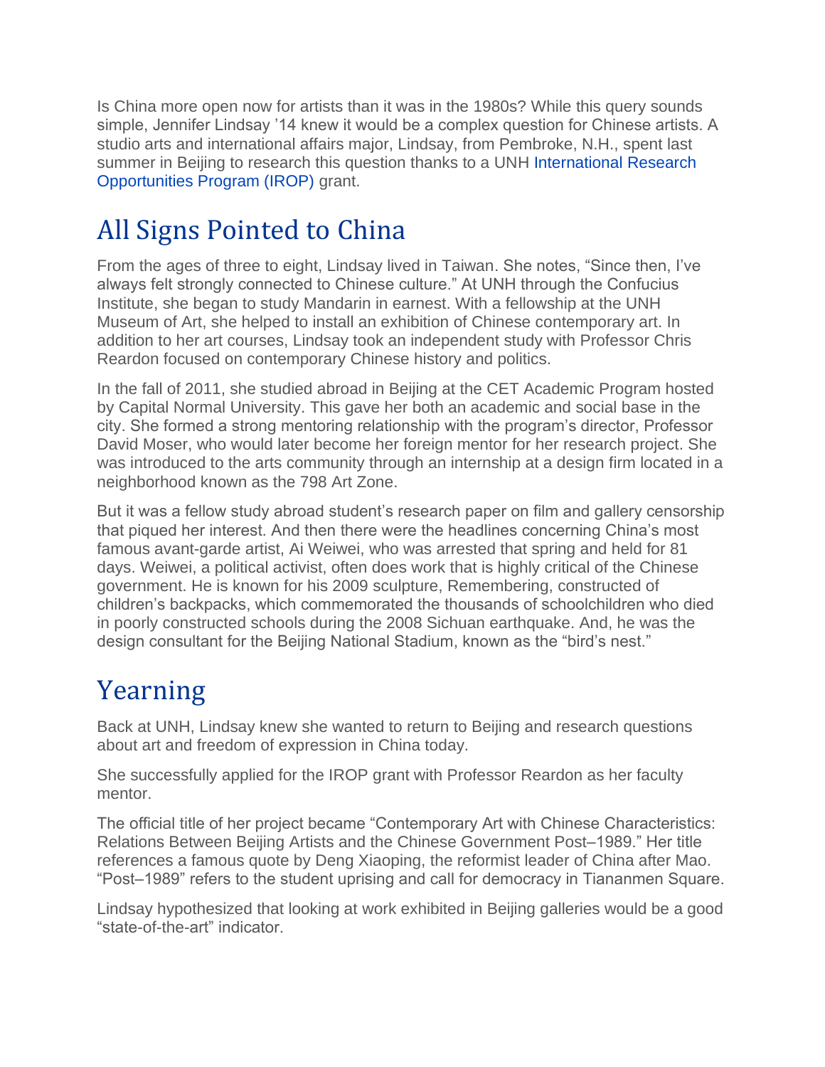Is China more open now for artists than it was in the 1980s? While this query sounds simple, Jennifer Lindsay '14 knew it would be a complex question for Chinese artists. A studio arts and international affairs major, Lindsay, from Pembroke, N.H., spent last summer in Beijing to research this question thanks to a UNH International Research Opportunities Program (IROP) grant.

## All Signs Pointed to China

From the ages of three to eight, Lindsay lived in Taiwan. She notes, "Since then, I've always felt strongly connected to Chinese culture." At UNH through the Confucius Institute, she began to study Mandarin in earnest. With a fellowship at the UNH Museum of Art, she helped to install an exhibition of Chinese contemporary art. In addition to her art courses, Lindsay took an independent study with Professor Chris Reardon focused on contemporary Chinese history and politics.

In the fall of 2011, she studied abroad in Beijing at the CET Academic Program hosted by Capital Normal University. This gave her both an academic and social base in the city. She formed a strong mentoring relationship with the program's director, Professor David Moser, who would later become her foreign mentor for her research project. She was introduced to the arts community through an internship at a design firm located in a neighborhood known as the 798 Art Zone.

But it was a fellow study abroad student's research paper on film and gallery censorship that piqued her interest. And then there were the headlines concerning China's most famous avant-garde artist, Ai Weiwei, who was arrested that spring and held for 81 days. Weiwei, a political activist, often does work that is highly critical of the Chinese government. He is known for his 2009 sculpture, Remembering, constructed of children's backpacks, which commemorated the thousands of schoolchildren who died in poorly constructed schools during the 2008 Sichuan earthquake. And, he was the design consultant for the Beijing National Stadium, known as the "bird's nest."

## Yearning

Back at UNH, Lindsay knew she wanted to return to Beijing and research questions about art and freedom of expression in China today.

She successfully applied for the IROP grant with Professor Reardon as her faculty mentor.

The official title of her project became "Contemporary Art with Chinese Characteristics: Relations Between Beijing Artists and the Chinese Government Post–1989." Her title references a famous quote by Deng Xiaoping, the reformist leader of China after Mao. "Post–1989" refers to the student uprising and call for democracy in Tiananmen Square.

Lindsay hypothesized that looking at work exhibited in Beijing galleries would be a good "state-of-the-art" indicator.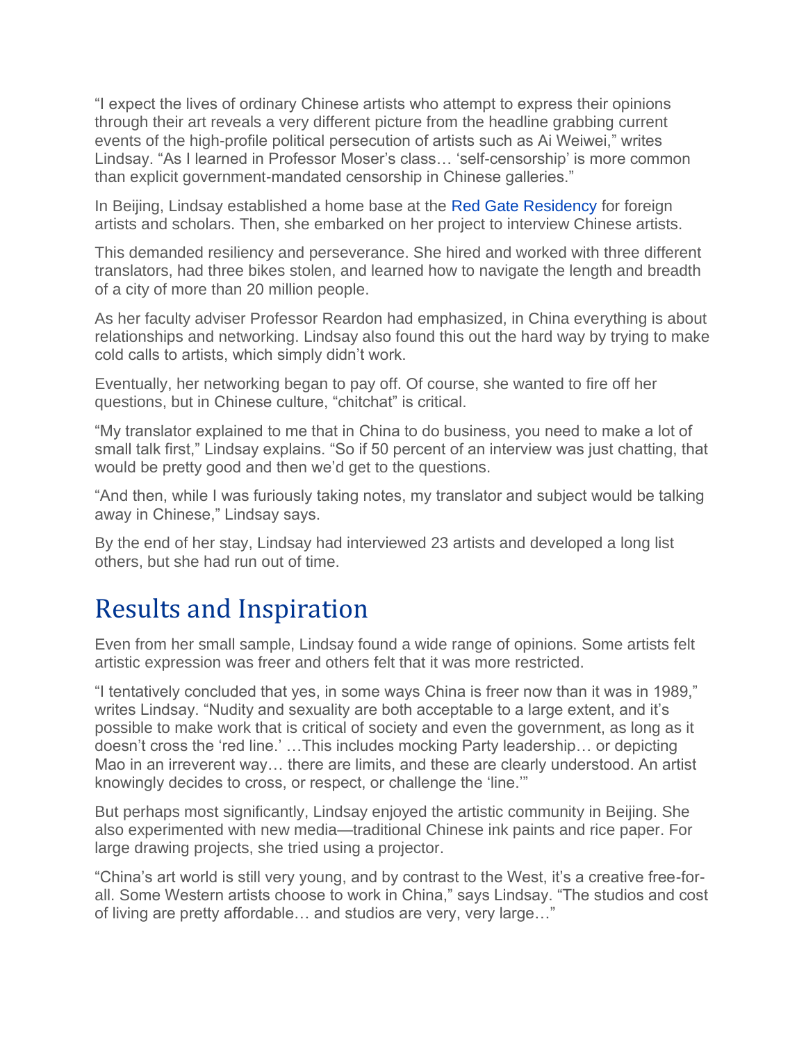"I expect the lives of ordinary Chinese artists who attempt to express their opinions through their art reveals a very different picture from the headline grabbing current events of the high-profile political persecution of artists such as Ai Weiwei," writes Lindsay. "As I learned in Professor Moser's class… 'self-censorship' is more common than explicit government-mandated censorship in Chinese galleries."

In Beijing, Lindsay established a home base at the Red Gate Residency for foreign artists and scholars. Then, she embarked on her project to interview Chinese artists.

This demanded resiliency and perseverance. She hired and worked with three different translators, had three bikes stolen, and learned how to navigate the length and breadth of a city of more than 20 million people.

As her faculty adviser Professor Reardon had emphasized, in China everything is about relationships and networking. Lindsay also found this out the hard way by trying to make cold calls to artists, which simply didn't work.

Eventually, her networking began to pay off. Of course, she wanted to fire off her questions, but in Chinese culture, "chitchat" is critical.

"My translator explained to me that in China to do business, you need to make a lot of small talk first," Lindsay explains. "So if 50 percent of an interview was just chatting, that would be pretty good and then we'd get to the questions.

"And then, while I was furiously taking notes, my translator and subject would be talking away in Chinese," Lindsay says.

By the end of her stay, Lindsay had interviewed 23 artists and developed a long list others, but she had run out of time.

## Results and Inspiration

Even from her small sample, Lindsay found a wide range of opinions. Some artists felt artistic expression was freer and others felt that it was more restricted.

"I tentatively concluded that yes, in some ways China is freer now than it was in 1989," writes Lindsay. "Nudity and sexuality are both acceptable to a large extent, and it's possible to make work that is critical of society and even the government, as long as it doesn't cross the 'red line.' …This includes mocking Party leadership… or depicting Mao in an irreverent way… there are limits, and these are clearly understood. An artist knowingly decides to cross, or respect, or challenge the 'line.'"

But perhaps most significantly, Lindsay enjoyed the artistic community in Beijing. She also experimented with new media—traditional Chinese ink paints and rice paper. For large drawing projects, she tried using a projector.

"China's art world is still very young, and by contrast to the West, it's a creative free-for-all. Some Western artists choose to work in China," says Lindsay. "The studios and cost of living are pretty affordable… and studios are very, very large…"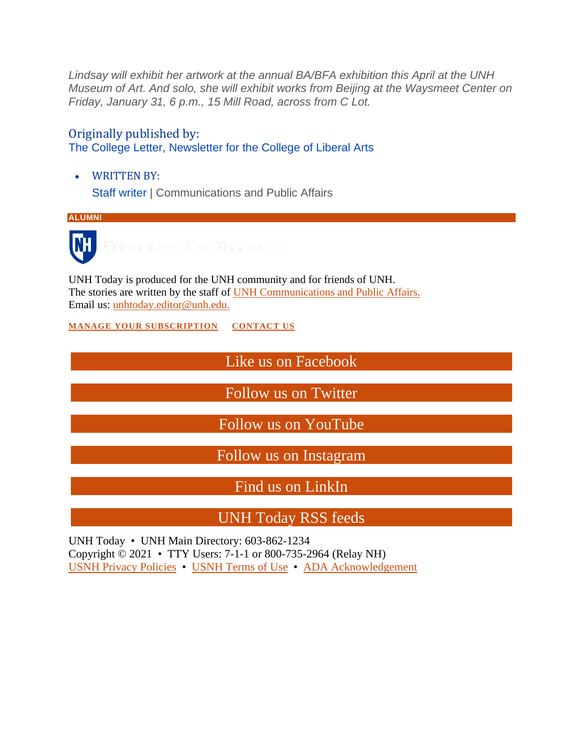*Lindsay will exhibit her artwork at the annual BA/BFA exhibition this April at the UNH Museum of Art. And solo, she will exhibit works from Beijing at the Waysmeet Center on Friday, January 31, 6 p.m., 15 Mill Road, across from C Lot.*

Originally published by:
The College Letter, Newsletter for the College of Liberal Arts

- WRITTEN BY:
  Staff writer | Communications and Public Affairs

**ALUMNI**

UNH Today is produced for the UNH community and for friends of UNH.
The stories are written by the staff of UNH Communications and Public Affairs.
Email us: unhtoday.editor@unh.edu.

**MANAGE YOUR SUBSCRIPTION** **CONTACT US**

Like us on Facebook

Follow us on Twitter

Follow us on YouTube

Follow us on Instagram

Find us on LinkIn

UNH Today RSS feeds

UNH Today • UNH Main Directory: 603-862-1234
Copyright © 2021 • TTY Users: 7-1-1 or 800-735-2964 (Relay NH)
USNH Privacy Policies • USNH Terms of Use • ADA Acknowledgement